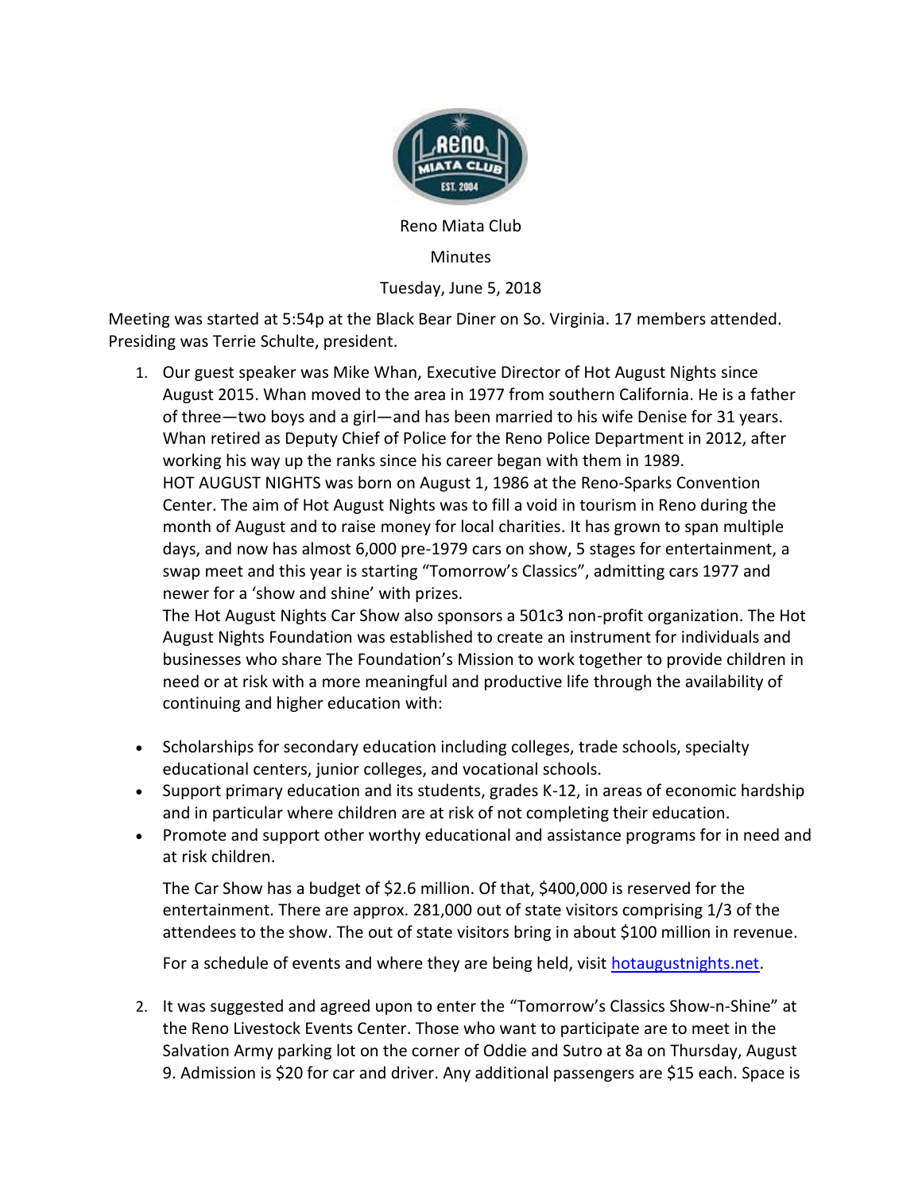Reno Miata Club

Minutes

Tuesday, June 5, 2018

Meeting was started at 5:54p at the Black Bear Diner on So. Virginia. 17 members attended. Presiding was Terrie Schulte, president.

1. Our guest speaker was Mike Whan, Executive Director of Hot August Nights since August 2015. Whan moved to the area in 1977 from southern California. He is a father of three—two boys and a girl—and has been married to his wife Denise for 31 years. Whan retired as Deputy Chief of Police for the Reno Police Department in 2012, after working his way up the ranks since his career began with them in 1989.
   HOT AUGUST NIGHTS was born on August 1, 1986 at the Reno-Sparks Convention Center. The aim of Hot August Nights was to fill a void in tourism in Reno during the month of August and to raise money for local charities. It has grown to span multiple days, and now has almost 6,000 pre-1979 cars on show, 5 stages for entertainment, a swap meet and this year is starting "Tomorrow's Classics", admitting cars 1977 and newer for a 'show and shine' with prizes.
   The Hot August Nights Car Show also sponsors a 501c3 non-profit organization. The Hot August Nights Foundation was established to create an instrument for individuals and businesses who share The Foundation's Mission to work together to provide children in need or at risk with a more meaningful and productive life through the availability of continuing and higher education with:

- Scholarships for secondary education including colleges, trade schools, specialty educational centers, junior colleges, and vocational schools.
- Support primary education and its students, grades K-12, in areas of economic hardship and in particular where children are at risk of not completing their education.
- Promote and support other worthy educational and assistance programs for in need and at risk children.

   The Car Show has a budget of $2.6 million. Of that, $400,000 is reserved for the entertainment. There are approx. 281,000 out of state visitors comprising 1/3 of the attendees to the show. The out of state visitors bring in about $100 million in revenue.

   For a schedule of events and where they are being held, visit [hotaugustnights.net](hotaugustnights.net).

2. It was suggested and agreed upon to enter the "Tomorrow's Classics Show-n-Shine" at the Reno Livestock Events Center. Those who want to participate are to meet in the Salvation Army parking lot on the corner of Oddie and Sutro at 8a on Thursday, August 9. Admission is $20 for car and driver. Any additional passengers are $15 each. Space is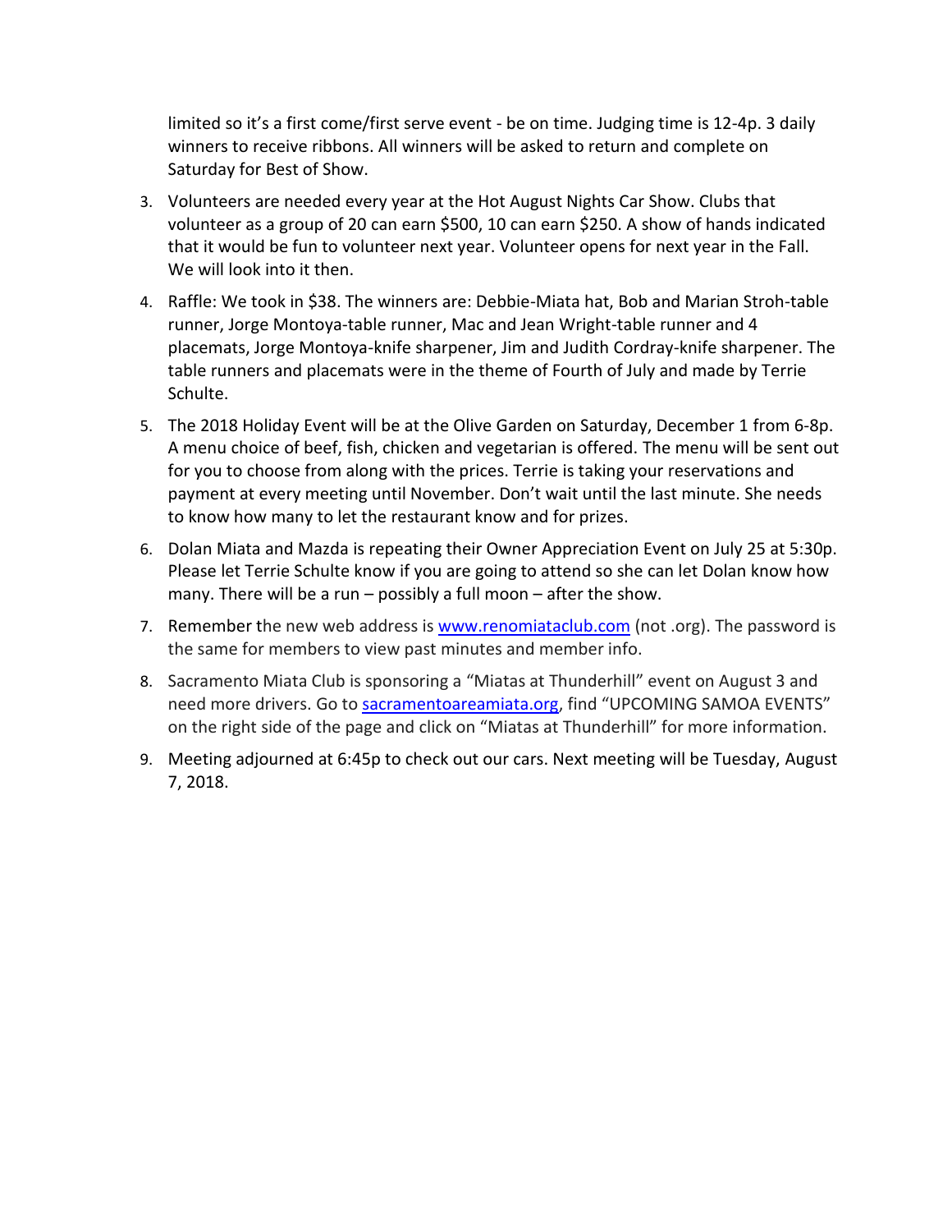limited so it's a first come/first serve event - be on time. Judging time is 12-4p. 3 daily winners to receive ribbons. All winners will be asked to return and complete on Saturday for Best of Show.

3. Volunteers are needed every year at the Hot August Nights Car Show. Clubs that volunteer as a group of 20 can earn $500, 10 can earn $250. A show of hands indicated that it would be fun to volunteer next year. Volunteer opens for next year in the Fall. We will look into it then.
4. Raffle: We took in $38. The winners are: Debbie-Miata hat, Bob and Marian Stroh-table runner, Jorge Montoya-table runner, Mac and Jean Wright-table runner and 4 placemats, Jorge Montoya-knife sharpener, Jim and Judith Cordray-knife sharpener. The table runners and placemats were in the theme of Fourth of July and made by Terrie Schulte.
5. The 2018 Holiday Event will be at the Olive Garden on Saturday, December 1 from 6-8p. A menu choice of beef, fish, chicken and vegetarian is offered. The menu will be sent out for you to choose from along with the prices. Terrie is taking your reservations and payment at every meeting until November. Don't wait until the last minute. She needs to know how many to let the restaurant know and for prizes.
6. Dolan Miata and Mazda is repeating their Owner Appreciation Event on July 25 at 5:30p. Please let Terrie Schulte know if you are going to attend so she can let Dolan know how many. There will be a run – possibly a full moon – after the show.
7. Remember the new web address is [www.renomiataclub.com](http://www.renomiataclub.com) (not .org). The password is the same for members to view past minutes and member info.
8. Sacramento Miata Club is sponsoring a "Miatas at Thunderhill" event on August 3 and need more drivers. Go to [sacramentoareamiata.org](http://sacramentoareamiata.org), find "UPCOMING SAMOA EVENTS" on the right side of the page and click on "Miatas at Thunderhill" for more information.
9. Meeting adjourned at 6:45p to check out our cars. Next meeting will be Tuesday, August 7, 2018.